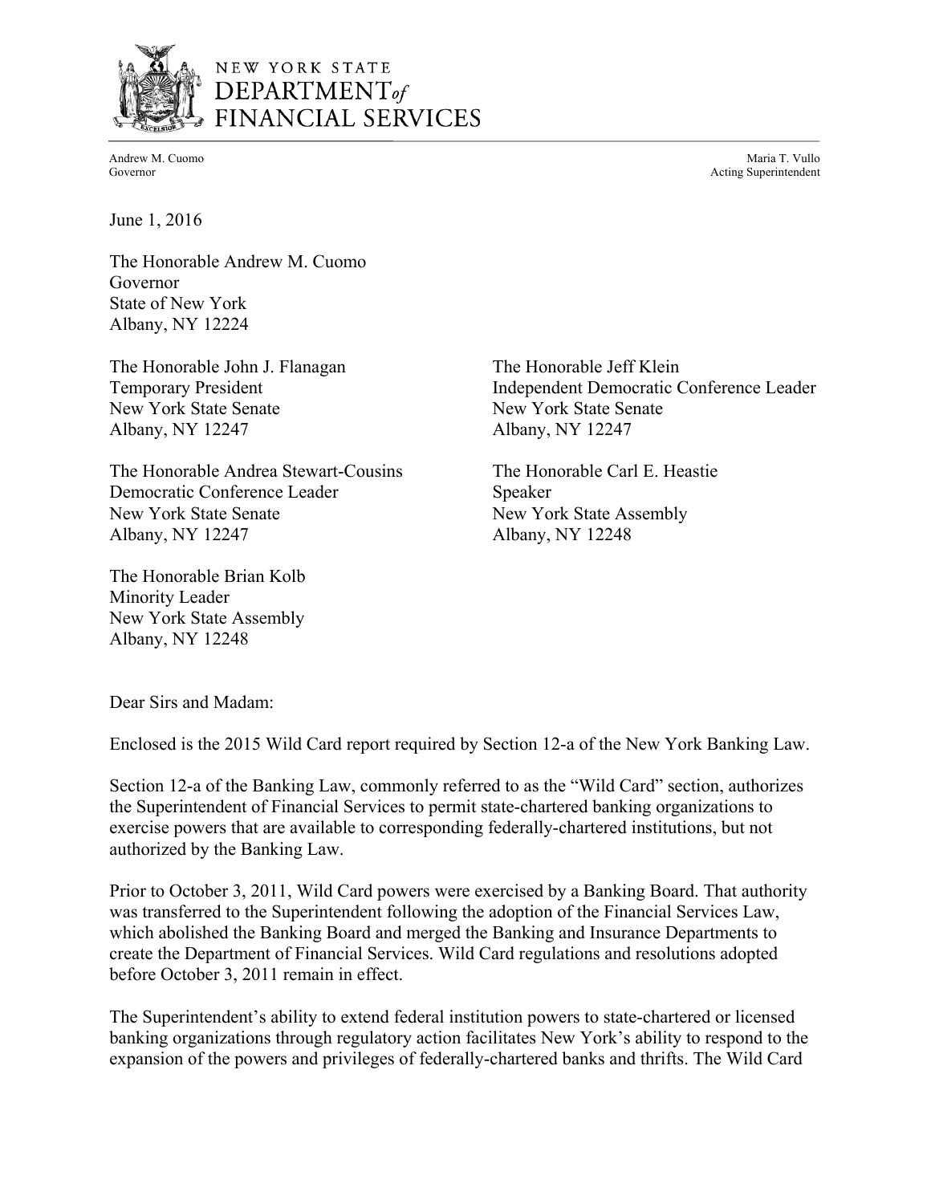NEW YORK STATE
DEPARTMENT of
FINANCIAL SERVICES

Andrew M. Cuomo
Governor

Maria T. Vullo
Acting Superintendent

June 1, 2016

The Honorable Andrew M. Cuomo
Governor
State of New York
Albany, NY 12224

The Honorable John J. Flanagan
Temporary President
New York State Senate
Albany, NY 12247

The Honorable Jeff Klein
Independent Democratic Conference Leader
New York State Senate
Albany, NY 12247

The Honorable Andrea Stewart-Cousins
Democratic Conference Leader
New York State Senate
Albany, NY 12247

The Honorable Carl E. Heastie
Speaker
New York State Assembly
Albany, NY 12248

The Honorable Brian Kolb
Minority Leader
New York State Assembly
Albany, NY 12248

Dear Sirs and Madam:

Enclosed is the 2015 Wild Card report required by Section 12-a of the New York Banking Law.

Section 12-a of the Banking Law, commonly referred to as the "Wild Card" section, authorizes the Superintendent of Financial Services to permit state-chartered banking organizations to exercise powers that are available to corresponding federally-chartered institutions, but not authorized by the Banking Law.

Prior to October 3, 2011, Wild Card powers were exercised by a Banking Board. That authority was transferred to the Superintendent following the adoption of the Financial Services Law, which abolished the Banking Board and merged the Banking and Insurance Departments to create the Department of Financial Services. Wild Card regulations and resolutions adopted before October 3, 2011 remain in effect.

The Superintendent's ability to extend federal institution powers to state-chartered or licensed banking organizations through regulatory action facilitates New York's ability to respond to the expansion of the powers and privileges of federally-chartered banks and thrifts. The Wild Card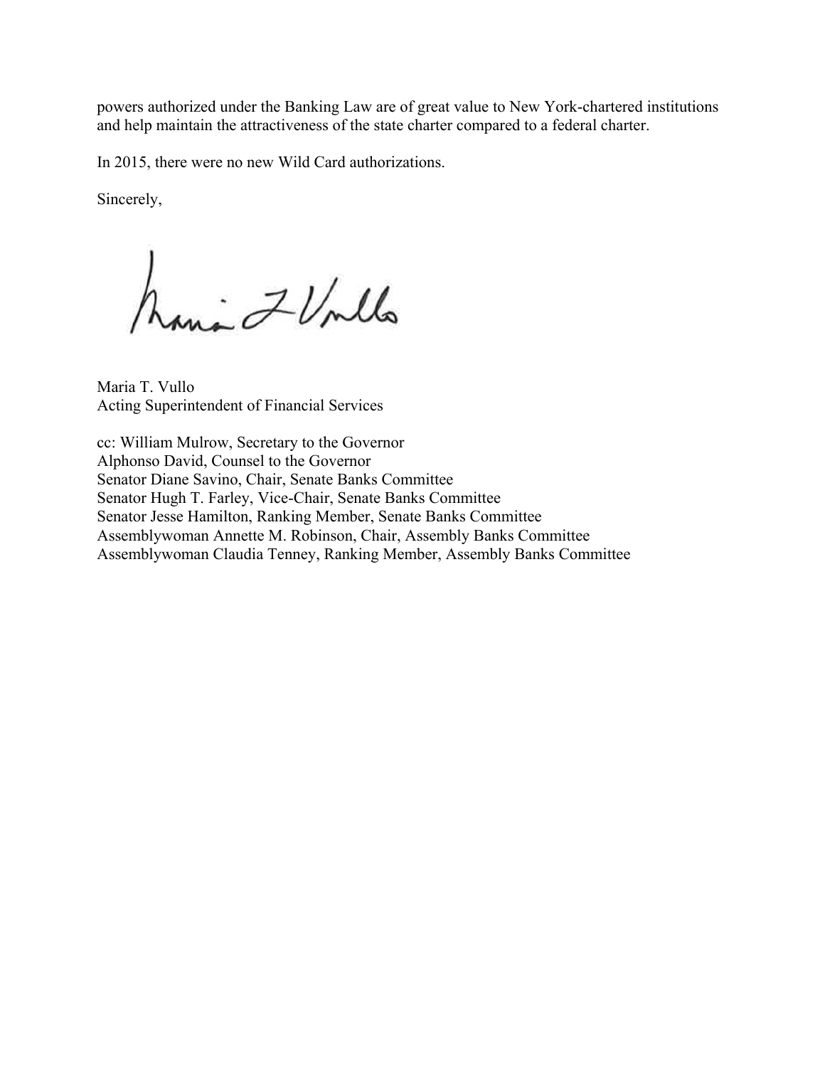powers authorized under the Banking Law are of great value to New York-chartered institutions and help maintain the attractiveness of the state charter compared to a federal charter.

In 2015, there were no new Wild Card authorizations.

Sincerely,

Maria T. Vullo
Acting Superintendent of Financial Services

cc: William Mulrow, Secretary to the Governor
Alphonso David, Counsel to the Governor
Senator Diane Savino, Chair, Senate Banks Committee
Senator Hugh T. Farley, Vice-Chair, Senate Banks Committee
Senator Jesse Hamilton, Ranking Member, Senate Banks Committee
Assemblywoman Annette M. Robinson, Chair, Assembly Banks Committee
Assemblywoman Claudia Tenney, Ranking Member, Assembly Banks Committee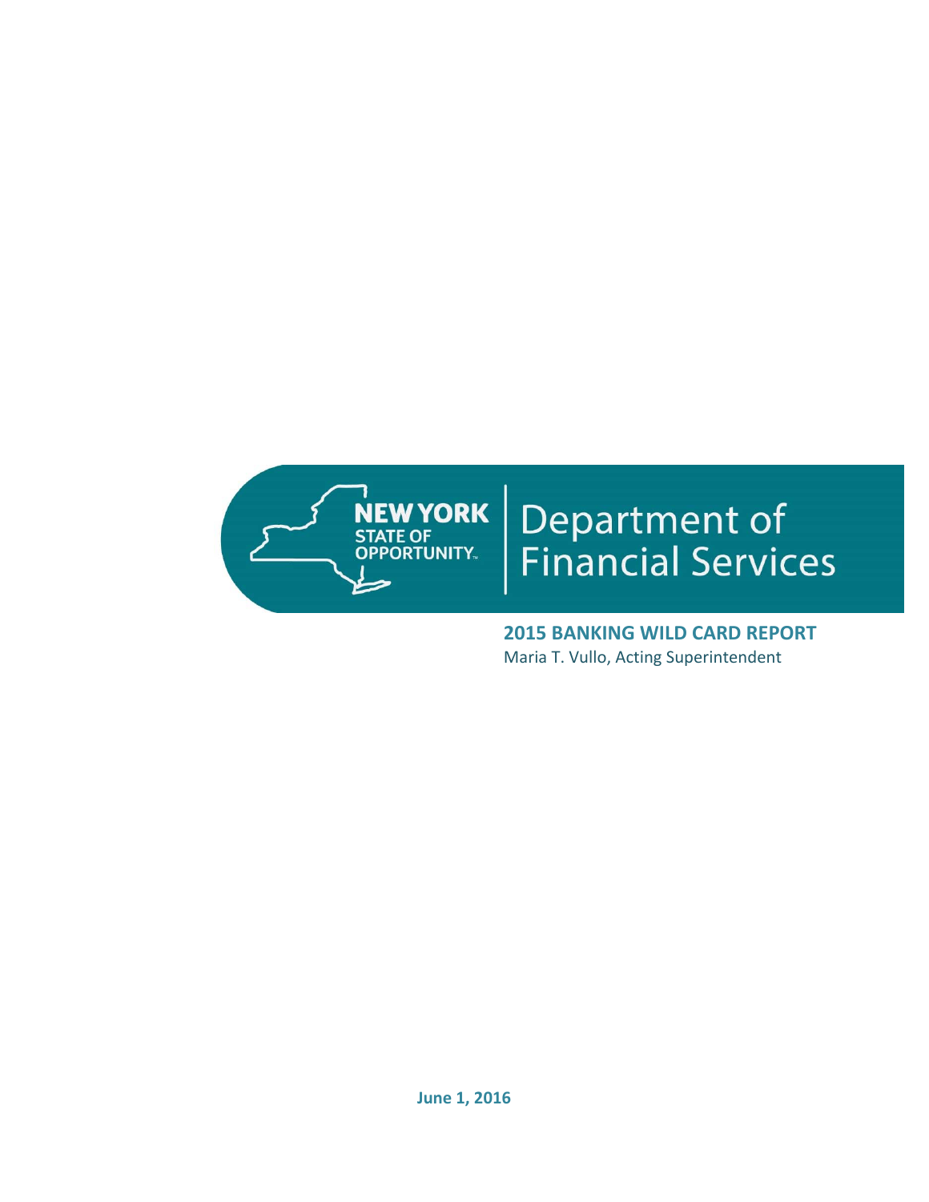New York Department of Financial Services

**2015 BANKING WILD CARD REPORT**

Maria T. Vullo, Acting Superintendent

**June 1, 2016**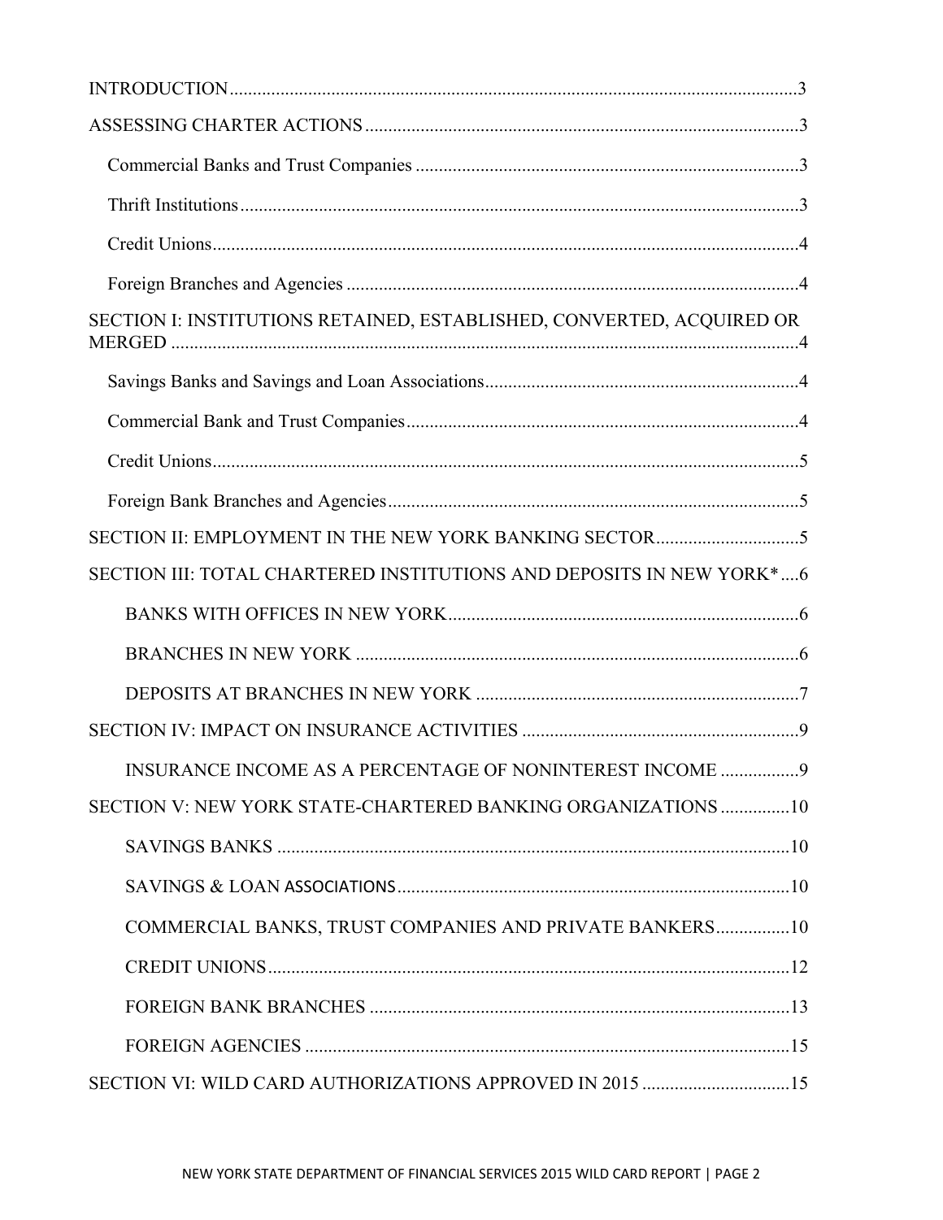INTRODUCTION..........................................................................................................................3

ASSESSING CHARTER ACTIONS...........................................................................................3

Commercial Banks and Trust Companies ...................................................................................3

Thrift Institutions........................................................................................................................3

Credit Unions..............................................................................................................................4

Foreign Branches and Agencies .................................................................................................4

SECTION I: INSTITUTIONS RETAINED, ESTABLISHED, CONVERTED, ACQUIRED OR MERGED .......................................................................................................................................4

Savings Banks and Savings and Loan Associations....................................................................4

Commercial Bank and Trust Companies.....................................................................................4

Credit Unions..............................................................................................................................5

Foreign Bank Branches and Agencies.........................................................................................5

SECTION II: EMPLOYMENT IN THE NEW YORK BANKING SECTOR...............................5

SECTION III: TOTAL CHARTERED INSTITUTIONS AND DEPOSITS IN NEW YORK*....6

BANKS WITH OFFICES IN NEW YORK............................................................................6

BRANCHES IN NEW YORK ................................................................................................6

DEPOSITS AT BRANCHES IN NEW YORK ......................................................................7

SECTION IV: IMPACT ON INSURANCE ACTIVITIES ............................................................9

INSURANCE INCOME AS A PERCENTAGE OF NONINTEREST INCOME .................9

SECTION V: NEW YORK STATE-CHARTERED BANKING ORGANIZATIONS ...............10

SAVINGS BANKS ...............................................................................................................10

SAVINGS & LOAN ASSOCIATIONS.....................................................................................10

COMMERCIAL BANKS, TRUST COMPANIES AND PRIVATE BANKERS................10

CREDIT UNIONS..................................................................................................................12

FOREIGN BANK BRANCHES ...........................................................................................13

FOREIGN AGENCIES .........................................................................................................15

SECTION VI: WILD CARD AUTHORIZATIONS APPROVED IN 2015 ................................15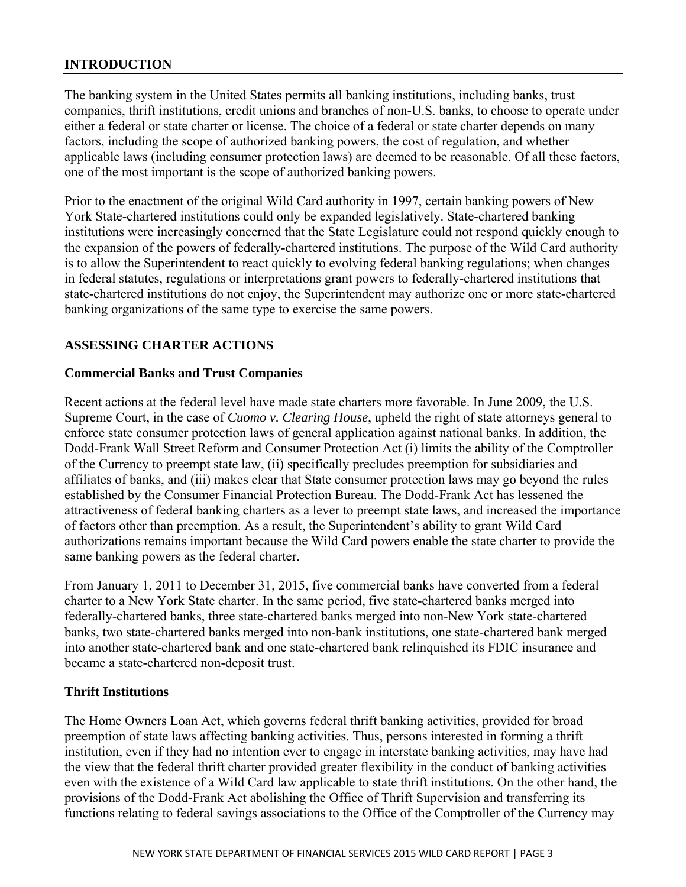## INTRODUCTION

The banking system in the United States permits all banking institutions, including banks, trust companies, thrift institutions, credit unions and branches of non-U.S. banks, to choose to operate under either a federal or state charter or license. The choice of a federal or state charter depends on many factors, including the scope of authorized banking powers, the cost of regulation, and whether applicable laws (including consumer protection laws) are deemed to be reasonable. Of all these factors, one of the most important is the scope of authorized banking powers.

Prior to the enactment of the original Wild Card authority in 1997, certain banking powers of New York State-chartered institutions could only be expanded legislatively. State-chartered banking institutions were increasingly concerned that the State Legislature could not respond quickly enough to the expansion of the powers of federally-chartered institutions. The purpose of the Wild Card authority is to allow the Superintendent to react quickly to evolving federal banking regulations; when changes in federal statutes, regulations or interpretations grant powers to federally-chartered institutions that state-chartered institutions do not enjoy, the Superintendent may authorize one or more state-chartered banking organizations of the same type to exercise the same powers.

## ASSESSING CHARTER ACTIONS

### Commercial Banks and Trust Companies

Recent actions at the federal level have made state charters more favorable. In June 2009, the U.S. Supreme Court, in the case of *Cuomo v. Clearing House*, upheld the right of state attorneys general to enforce state consumer protection laws of general application against national banks. In addition, the Dodd-Frank Wall Street Reform and Consumer Protection Act (i) limits the ability of the Comptroller of the Currency to preempt state law, (ii) specifically precludes preemption for subsidiaries and affiliates of banks, and (iii) makes clear that State consumer protection laws may go beyond the rules established by the Consumer Financial Protection Bureau. The Dodd-Frank Act has lessened the attractiveness of federal banking charters as a lever to preempt state laws, and increased the importance of factors other than preemption. As a result, the Superintendent's ability to grant Wild Card authorizations remains important because the Wild Card powers enable the state charter to provide the same banking powers as the federal charter.

From January 1, 2011 to December 31, 2015, five commercial banks have converted from a federal charter to a New York State charter. In the same period, five state-chartered banks merged into federally-chartered banks, three state-chartered banks merged into non-New York state-chartered banks, two state-chartered banks merged into non-bank institutions, one state-chartered bank merged into another state-chartered bank and one state-chartered bank relinquished its FDIC insurance and became a state-chartered non-deposit trust.

### Thrift Institutions

The Home Owners Loan Act, which governs federal thrift banking activities, provided for broad preemption of state laws affecting banking activities. Thus, persons interested in forming a thrift institution, even if they had no intention ever to engage in interstate banking activities, may have had the view that the federal thrift charter provided greater flexibility in the conduct of banking activities even with the existence of a Wild Card law applicable to state thrift institutions. On the other hand, the provisions of the Dodd-Frank Act abolishing the Office of Thrift Supervision and transferring its functions relating to federal savings associations to the Office of the Comptroller of the Currency may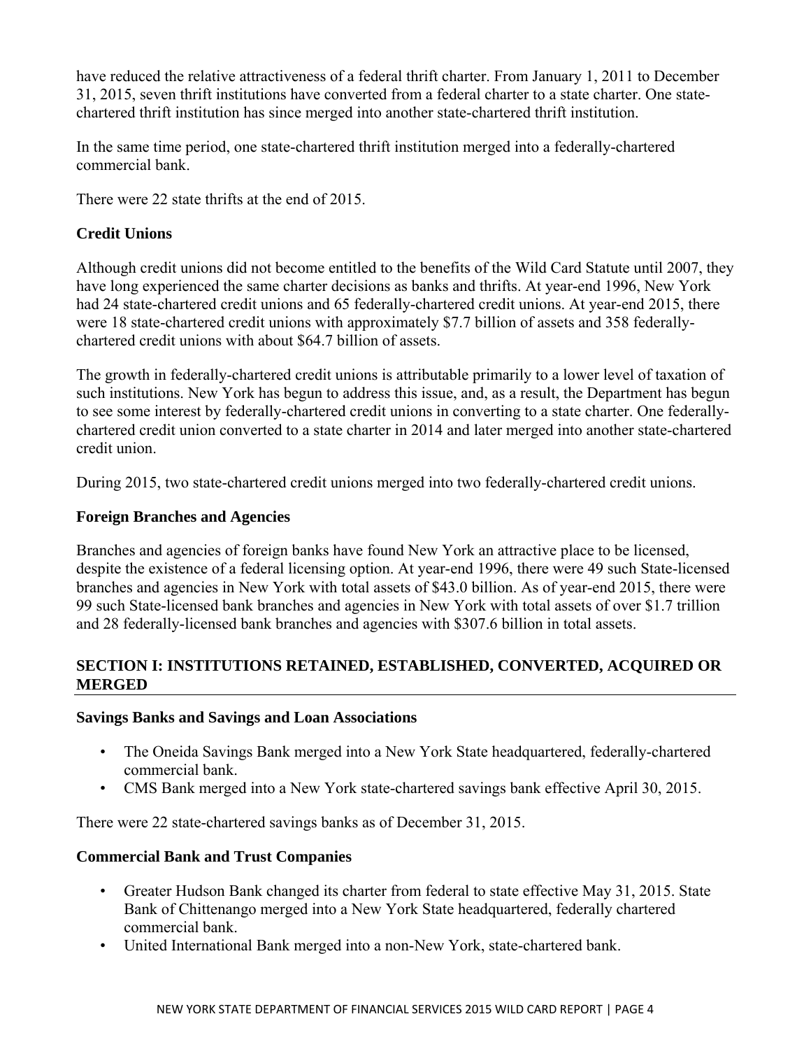have reduced the relative attractiveness of a federal thrift charter. From January 1, 2011 to December 31, 2015, seven thrift institutions have converted from a federal charter to a state charter. One state-chartered thrift institution has since merged into another state-chartered thrift institution.

In the same time period, one state-chartered thrift institution merged into a federally-chartered commercial bank.

There were 22 state thrifts at the end of 2015.

### Credit Unions

Although credit unions did not become entitled to the benefits of the Wild Card Statute until 2007, they have long experienced the same charter decisions as banks and thrifts. At year-end 1996, New York had 24 state-chartered credit unions and 65 federally-chartered credit unions. At year-end 2015, there were 18 state-chartered credit unions with approximately $7.7 billion of assets and 358 federally-chartered credit unions with about $64.7 billion of assets.

The growth in federally-chartered credit unions is attributable primarily to a lower level of taxation of such institutions. New York has begun to address this issue, and, as a result, the Department has begun to see some interest by federally-chartered credit unions in converting to a state charter. One federally-chartered credit union converted to a state charter in 2014 and later merged into another state-chartered credit union.

During 2015, two state-chartered credit unions merged into two federally-chartered credit unions.

### Foreign Branches and Agencies

Branches and agencies of foreign banks have found New York an attractive place to be licensed, despite the existence of a federal licensing option. At year-end 1996, there were 49 such State-licensed branches and agencies in New York with total assets of $43.0 billion. As of year-end 2015, there were 99 such State-licensed bank branches and agencies in New York with total assets of over $1.7 trillion and 28 federally-licensed bank branches and agencies with $307.6 billion in total assets.

## SECTION I: INSTITUTIONS RETAINED, ESTABLISHED, CONVERTED, ACQUIRED OR MERGED

### Savings Banks and Savings and Loan Associations

- The Oneida Savings Bank merged into a New York State headquartered, federally-chartered commercial bank.
- CMS Bank merged into a New York state-chartered savings bank effective April 30, 2015.

There were 22 state-chartered savings banks as of December 31, 2015.

### Commercial Bank and Trust Companies

- Greater Hudson Bank changed its charter from federal to state effective May 31, 2015. State Bank of Chittenango merged into a New York State headquartered, federally chartered commercial bank.
- United International Bank merged into a non-New York, state-chartered bank.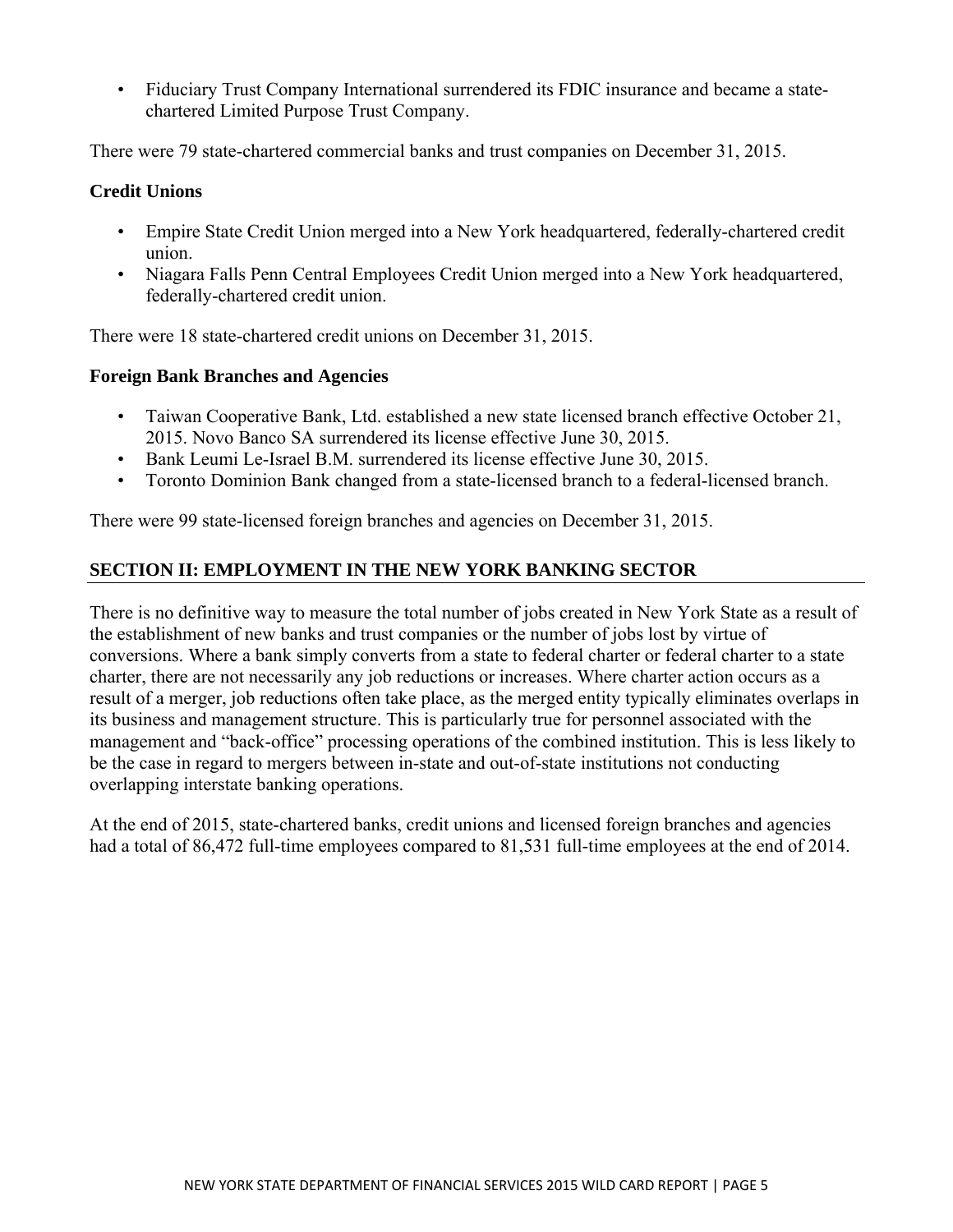- Fiduciary Trust Company International surrendered its FDIC insurance and became a state-chartered Limited Purpose Trust Company.

There were 79 state-chartered commercial banks and trust companies on December 31, 2015.

**Credit Unions**

- Empire State Credit Union merged into a New York headquartered, federally-chartered credit union.
- Niagara Falls Penn Central Employees Credit Union merged into a New York headquartered, federally-chartered credit union.

There were 18 state-chartered credit unions on December 31, 2015.

**Foreign Bank Branches and Agencies**

- Taiwan Cooperative Bank, Ltd. established a new state licensed branch effective October 21, 2015. Novo Banco SA surrendered its license effective June 30, 2015.
- Bank Leumi Le-Israel B.M. surrendered its license effective June 30, 2015.
- Toronto Dominion Bank changed from a state-licensed branch to a federal-licensed branch.

There were 99 state-licensed foreign branches and agencies on December 31, 2015.

## SECTION II: EMPLOYMENT IN THE NEW YORK BANKING SECTOR

There is no definitive way to measure the total number of jobs created in New York State as a result of the establishment of new banks and trust companies or the number of jobs lost by virtue of conversions. Where a bank simply converts from a state to federal charter or federal charter to a state charter, there are not necessarily any job reductions or increases. Where charter action occurs as a result of a merger, job reductions often take place, as the merged entity typically eliminates overlaps in its business and management structure. This is particularly true for personnel associated with the management and "back-office" processing operations of the combined institution. This is less likely to be the case in regard to mergers between in-state and out-of-state institutions not conducting overlapping interstate banking operations.

At the end of 2015, state-chartered banks, credit unions and licensed foreign branches and agencies had a total of 86,472 full-time employees compared to 81,531 full-time employees at the end of 2014.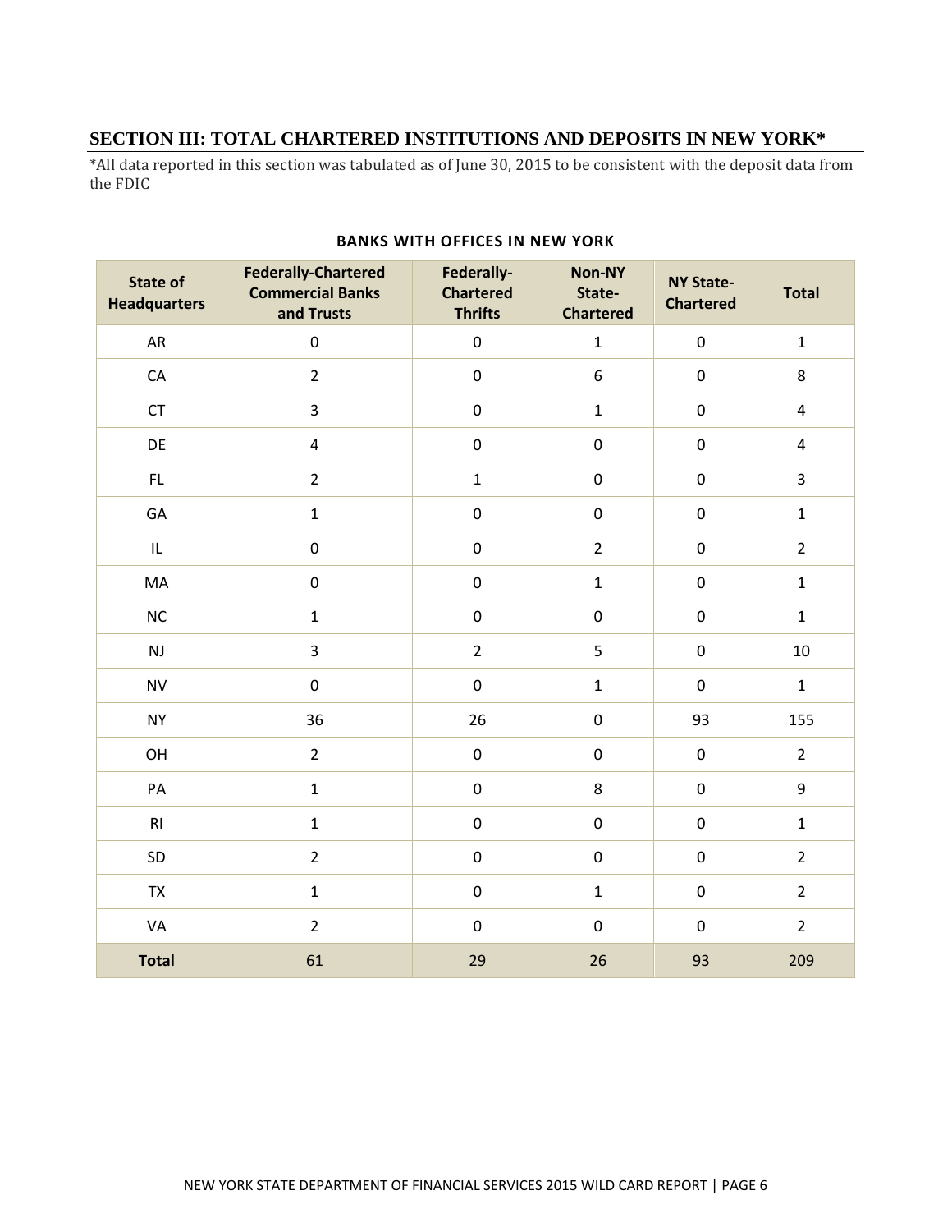## SECTION III: TOTAL CHARTERED INSTITUTIONS AND DEPOSITS IN NEW YORK*

*All data reported in this section was tabulated as of June 30, 2015 to be consistent with the deposit data from the FDIC

**BANKS WITH OFFICES IN NEW YORK**

| State of Headquarters | Federally-Chartered Commercial Banks and Trusts | Federally-Chartered Thrifts | Non-NY State-Chartered | NY State-Chartered | Total |
|---|---|---|---|---|---|
| AR | 0 | 0 | 1 | 0 | 1 |
| CA | 2 | 0 | 6 | 0 | 8 |
| CT | 3 | 0 | 1 | 0 | 4 |
| DE | 4 | 0 | 0 | 0 | 4 |
| FL | 2 | 1 | 0 | 0 | 3 |
| GA | 1 | 0 | 0 | 0 | 1 |
| IL | 0 | 0 | 2 | 0 | 2 |
| MA | 0 | 0 | 1 | 0 | 1 |
| NC | 1 | 0 | 0 | 0 | 1 |
| NJ | 3 | 2 | 5 | 0 | 10 |
| NV | 0 | 0 | 1 | 0 | 1 |
| NY | 36 | 26 | 0 | 93 | 155 |
| OH | 2 | 0 | 0 | 0 | 2 |
| PA | 1 | 0 | 8 | 0 | 9 |
| RI | 1 | 0 | 0 | 0 | 1 |
| SD | 2 | 0 | 0 | 0 | 2 |
| TX | 1 | 0 | 1 | 0 | 2 |
| VA | 2 | 0 | 0 | 0 | 2 |
| **Total** | 61 | 29 | 26 | 93 | 209 |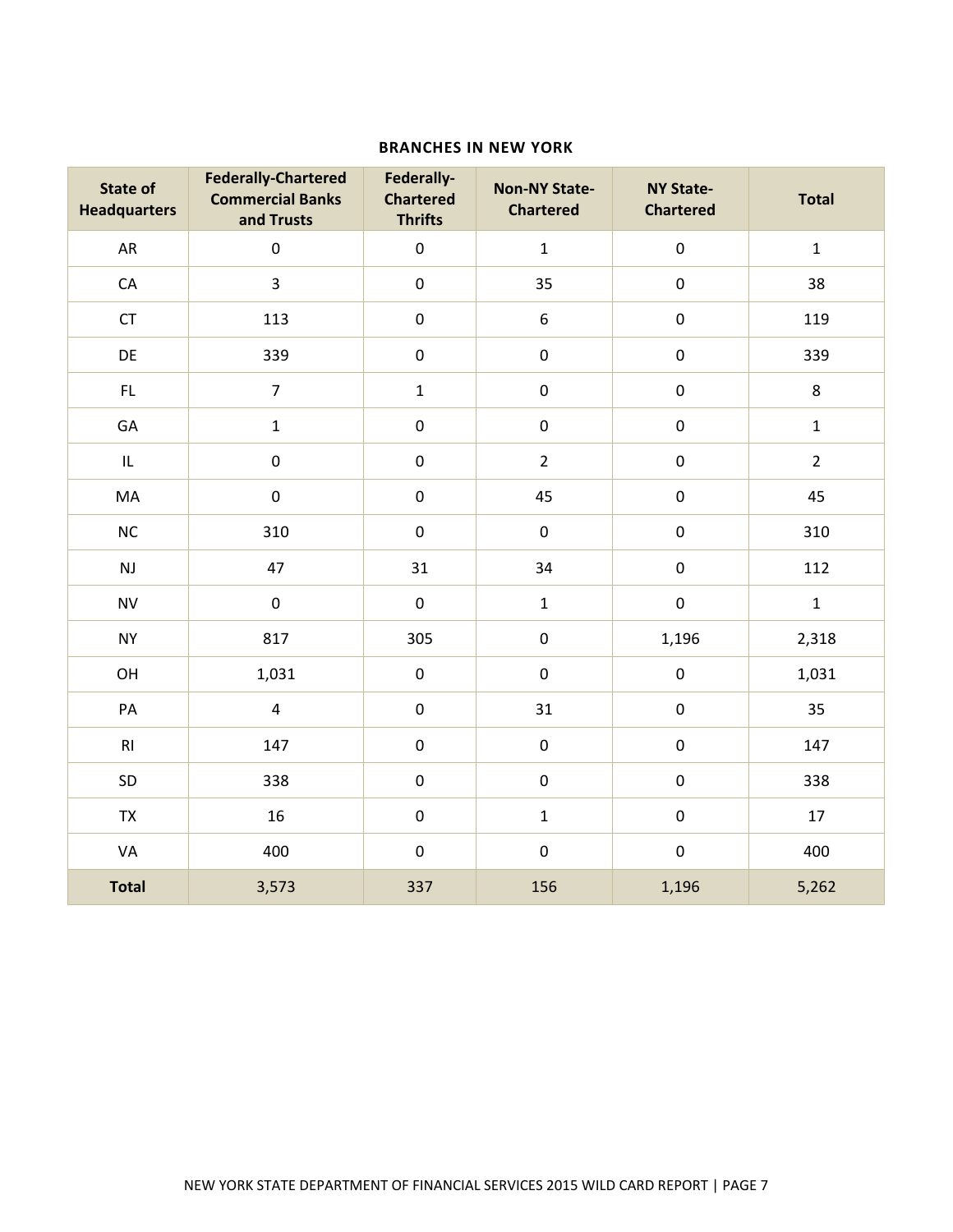**BRANCHES IN NEW YORK**

| State of Headquarters | Federally-Chartered Commercial Banks and Trusts | Federally-Chartered Thrifts | Non-NY State-Chartered | NY State-Chartered | Total |
|---|---|---|---|---|---|
| AR | 0 | 0 | 1 | 0 | 1 |
| CA | 3 | 0 | 35 | 0 | 38 |
| CT | 113 | 0 | 6 | 0 | 119 |
| DE | 339 | 0 | 0 | 0 | 339 |
| FL | 7 | 1 | 0 | 0 | 8 |
| GA | 1 | 0 | 0 | 0 | 1 |
| IL | 0 | 0 | 2 | 0 | 2 |
| MA | 0 | 0 | 45 | 0 | 45 |
| NC | 310 | 0 | 0 | 0 | 310 |
| NJ | 47 | 31 | 34 | 0 | 112 |
| NV | 0 | 0 | 1 | 0 | 1 |
| NY | 817 | 305 | 0 | 1,196 | 2,318 |
| OH | 1,031 | 0 | 0 | 0 | 1,031 |
| PA | 4 | 0 | 31 | 0 | 35 |
| RI | 147 | 0 | 0 | 0 | 147 |
| SD | 338 | 0 | 0 | 0 | 338 |
| TX | 16 | 0 | 1 | 0 | 17 |
| VA | 400 | 0 | 0 | 0 | 400 |
| **Total** | 3,573 | 337 | 156 | 1,196 | 5,262 |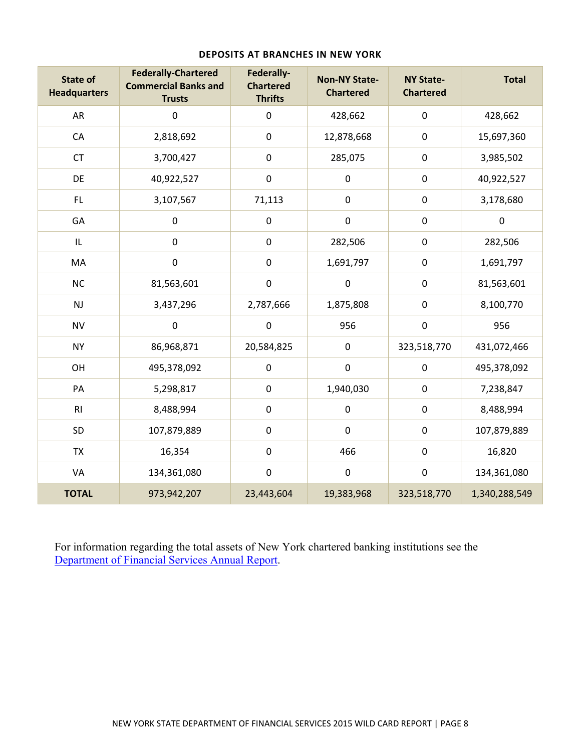## DEPOSITS AT BRANCHES IN NEW YORK

| State of Headquarters | Federally-Chartered Commercial Banks and Trusts | Federally-Chartered Thrifts | Non-NY State-Chartered | NY State-Chartered | Total |
|---|---|---|---|---|---|
| AR | 0 | 0 | 428,662 | 0 | 428,662 |
| CA | 2,818,692 | 0 | 12,878,668 | 0 | 15,697,360 |
| CT | 3,700,427 | 0 | 285,075 | 0 | 3,985,502 |
| DE | 40,922,527 | 0 | 0 | 0 | 40,922,527 |
| FL | 3,107,567 | 71,113 | 0 | 0 | 3,178,680 |
| GA | 0 | 0 | 0 | 0 | 0 |
| IL | 0 | 0 | 282,506 | 0 | 282,506 |
| MA | 0 | 0 | 1,691,797 | 0 | 1,691,797 |
| NC | 81,563,601 | 0 | 0 | 0 | 81,563,601 |
| NJ | 3,437,296 | 2,787,666 | 1,875,808 | 0 | 8,100,770 |
| NV | 0 | 0 | 956 | 0 | 956 |
| NY | 86,968,871 | 20,584,825 | 0 | 323,518,770 | 431,072,466 |
| OH | 495,378,092 | 0 | 0 | 0 | 495,378,092 |
| PA | 5,298,817 | 0 | 1,940,030 | 0 | 7,238,847 |
| RI | 8,488,994 | 0 | 0 | 0 | 8,488,994 |
| SD | 107,879,889 | 0 | 0 | 0 | 107,879,889 |
| TX | 16,354 | 0 | 466 | 0 | 16,820 |
| VA | 134,361,080 | 0 | 0 | 0 | 134,361,080 |
| **TOTAL** | 973,942,207 | 23,443,604 | 19,383,968 | 323,518,770 | 1,340,288,549 |

For information regarding the total assets of New York chartered banking institutions see the Department of Financial Services Annual Report.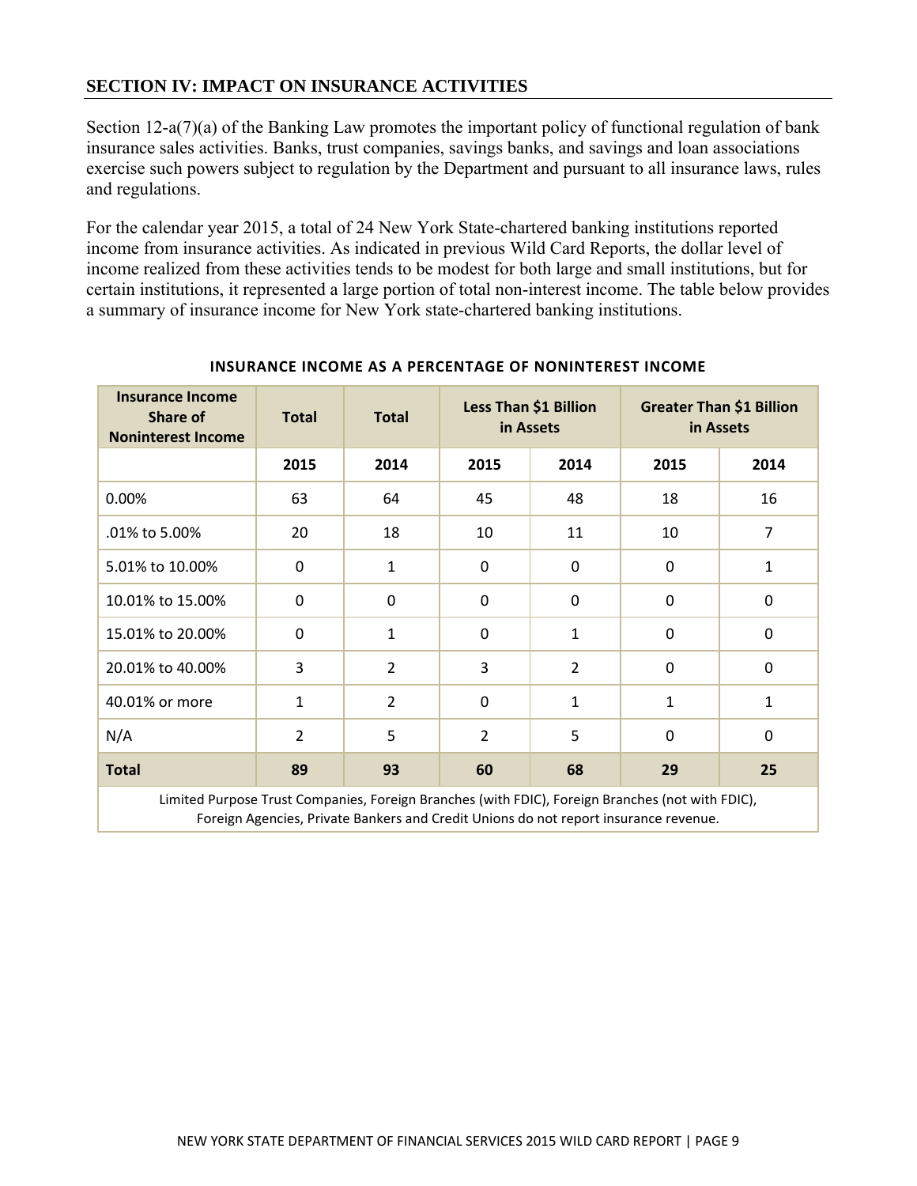## SECTION IV: IMPACT ON INSURANCE ACTIVITIES

Section 12-a(7)(a) of the Banking Law promotes the important policy of functional regulation of bank insurance sales activities. Banks, trust companies, savings banks, and savings and loan associations exercise such powers subject to regulation by the Department and pursuant to all insurance laws, rules and regulations.

For the calendar year 2015, a total of 24 New York State-chartered banking institutions reported income from insurance activities. As indicated in previous Wild Card Reports, the dollar level of income realized from these activities tends to be modest for both large and small institutions, but for certain institutions, it represented a large portion of total non-interest income. The table below provides a summary of insurance income for New York state-chartered banking institutions.

**INSURANCE INCOME AS A PERCENTAGE OF NONINTEREST INCOME**

| Insurance Income Share of Noninterest Income | Total | Total | Less Than $1 Billion in Assets | | Greater Than $1 Billion in Assets | |
|---|---|---|---|---|---|---|
| | 2015 | 2014 | 2015 | 2014 | 2015 | 2014 |
| 0.00% | 63 | 64 | 45 | 48 | 18 | 16 |
| .01% to 5.00% | 20 | 18 | 10 | 11 | 10 | 7 |
| 5.01% to 10.00% | 0 | 1 | 0 | 0 | 0 | 1 |
| 10.01% to 15.00% | 0 | 0 | 0 | 0 | 0 | 0 |
| 15.01% to 20.00% | 0 | 1 | 0 | 1 | 0 | 0 |
| 20.01% to 40.00% | 3 | 2 | 3 | 2 | 0 | 0 |
| 40.01% or more | 1 | 2 | 0 | 1 | 1 | 1 |
| N/A | 2 | 5 | 2 | 5 | 0 | 0 |
| **Total** | **89** | **93** | **60** | **68** | **29** | **25** |

Limited Purpose Trust Companies, Foreign Branches (with FDIC), Foreign Branches (not with FDIC), Foreign Agencies, Private Bankers and Credit Unions do not report insurance revenue.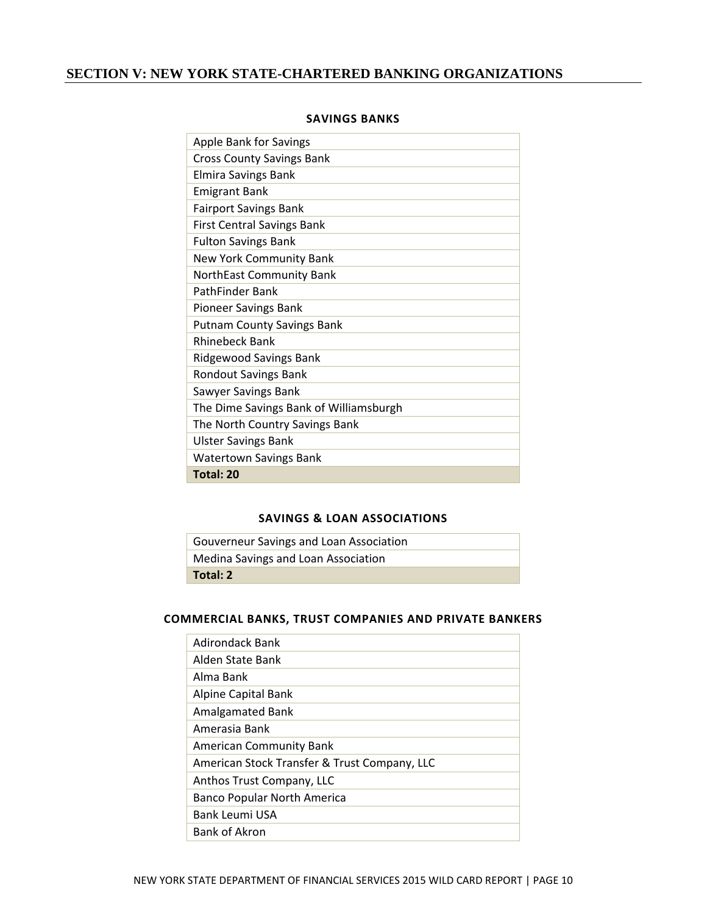## SECTION V: NEW YORK STATE-CHARTERED BANKING ORGANIZATIONS

### SAVINGS BANKS

| Savings Banks |
|---|
| Apple Bank for Savings |
| Cross County Savings Bank |
| Elmira Savings Bank |
| Emigrant Bank |
| Fairport Savings Bank |
| First Central Savings Bank |
| Fulton Savings Bank |
| New York Community Bank |
| NorthEast Community Bank |
| PathFinder Bank |
| Pioneer Savings Bank |
| Putnam County Savings Bank |
| Rhinebeck Bank |
| Ridgewood Savings Bank |
| Rondout Savings Bank |
| Sawyer Savings Bank |
| The Dime Savings Bank of Williamsburgh |
| The North Country Savings Bank |
| Ulster Savings Bank |
| Watertown Savings Bank |
| **Total: 20** |

### SAVINGS & LOAN ASSOCIATIONS

| Savings & Loan Associations |
|---|
| Gouverneur Savings and Loan Association |
| Medina Savings and Loan Association |
| **Total: 2** |

### COMMERCIAL BANKS, TRUST COMPANIES AND PRIVATE BANKERS

| Commercial Banks, Trust Companies and Private Bankers |
|---|
| Adirondack Bank |
| Alden State Bank |
| Alma Bank |
| Alpine Capital Bank |
| Amalgamated Bank |
| Amerasia Bank |
| American Community Bank |
| American Stock Transfer & Trust Company, LLC |
| Anthos Trust Company, LLC |
| Banco Popular North America |
| Bank Leumi USA |
| Bank of Akron |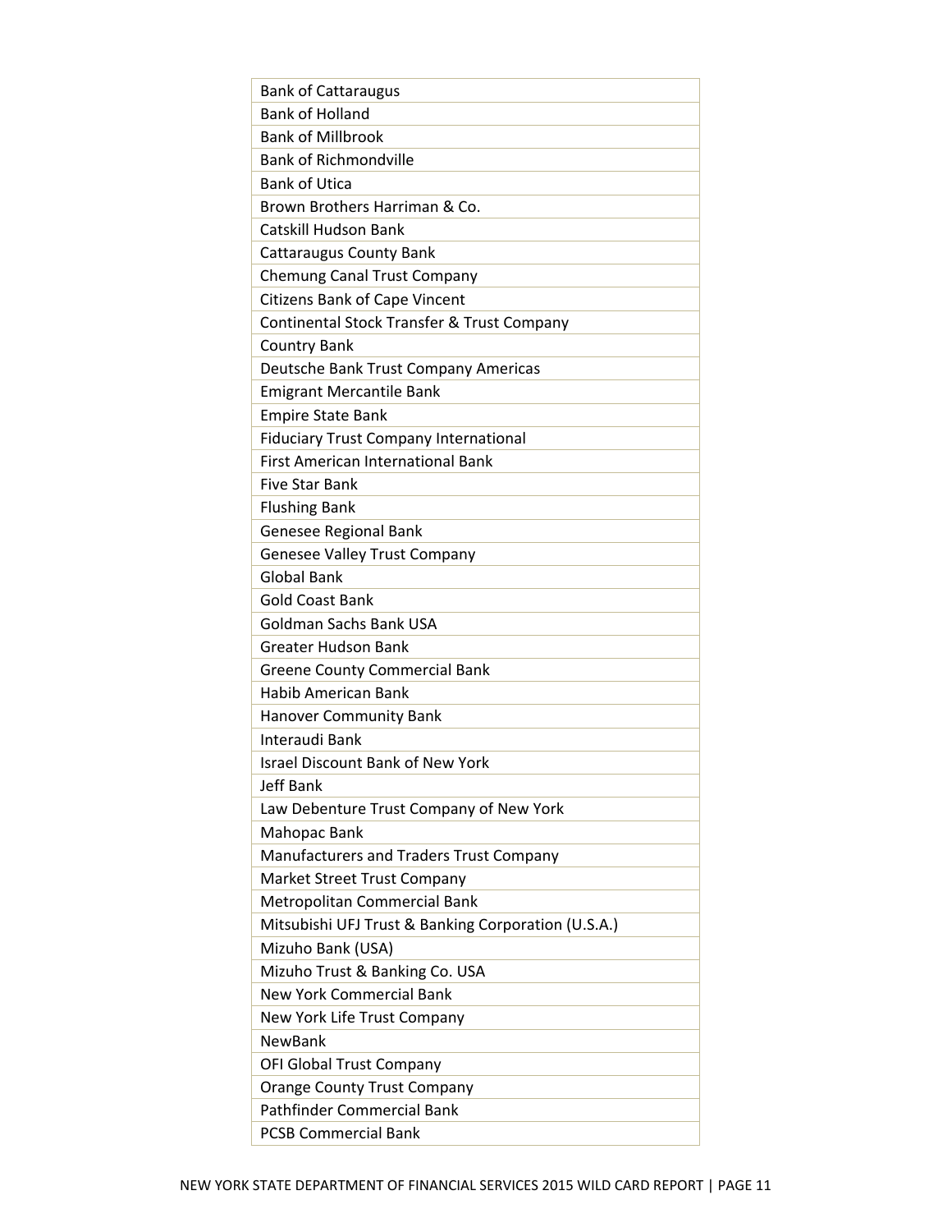| Bank of Cattaraugus |
|---|
| Bank of Holland |
| Bank of Millbrook |
| Bank of Richmondville |
| Bank of Utica |
| Brown Brothers Harriman & Co. |
| Catskill Hudson Bank |
| Cattaraugus County Bank |
| Chemung Canal Trust Company |
| Citizens Bank of Cape Vincent |
| Continental Stock Transfer & Trust Company |
| Country Bank |
| Deutsche Bank Trust Company Americas |
| Emigrant Mercantile Bank |
| Empire State Bank |
| Fiduciary Trust Company International |
| First American International Bank |
| Five Star Bank |
| Flushing Bank |
| Genesee Regional Bank |
| Genesee Valley Trust Company |
| Global Bank |
| Gold Coast Bank |
| Goldman Sachs Bank USA |
| Greater Hudson Bank |
| Greene County Commercial Bank |
| Habib American Bank |
| Hanover Community Bank |
| Interaudi Bank |
| Israel Discount Bank of New York |
| Jeff Bank |
| Law Debenture Trust Company of New York |
| Mahopac Bank |
| Manufacturers and Traders Trust Company |
| Market Street Trust Company |
| Metropolitan Commercial Bank |
| Mitsubishi UFJ Trust & Banking Corporation (U.S.A.) |
| Mizuho Bank (USA) |
| Mizuho Trust & Banking Co. USA |
| New York Commercial Bank |
| New York Life Trust Company |
| NewBank |
| OFI Global Trust Company |
| Orange County Trust Company |
| Pathfinder Commercial Bank |
| PCSB Commercial Bank |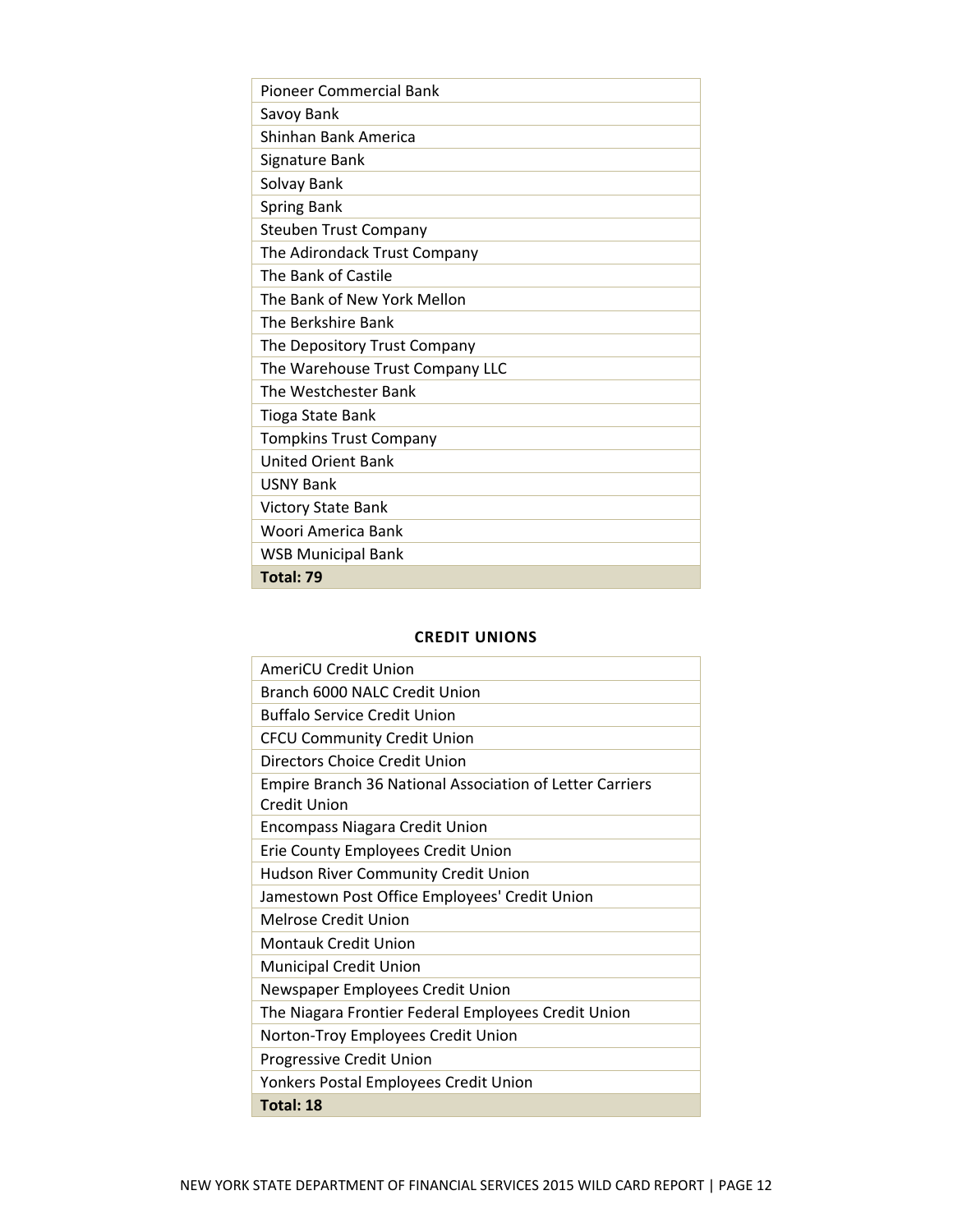| Pioneer Commercial Bank |
|---|
| Savoy Bank |
| Shinhan Bank America |
| Signature Bank |
| Solvay Bank |
| Spring Bank |
| Steuben Trust Company |
| The Adirondack Trust Company |
| The Bank of Castile |
| The Bank of New York Mellon |
| The Berkshire Bank |
| The Depository Trust Company |
| The Warehouse Trust Company LLC |
| The Westchester Bank |
| Tioga State Bank |
| Tompkins Trust Company |
| United Orient Bank |
| USNY Bank |
| Victory State Bank |
| Woori America Bank |
| WSB Municipal Bank |
| **Total: 79** |

**CREDIT UNIONS**

| AmeriCU Credit Union |
|---|
| Branch 6000 NALC Credit Union |
| Buffalo Service Credit Union |
| CFCU Community Credit Union |
| Directors Choice Credit Union |
| Empire Branch 36 National Association of Letter Carriers Credit Union |
| Encompass Niagara Credit Union |
| Erie County Employees Credit Union |
| Hudson River Community Credit Union |
| Jamestown Post Office Employees' Credit Union |
| Melrose Credit Union |
| Montauk Credit Union |
| Municipal Credit Union |
| Newspaper Employees Credit Union |
| The Niagara Frontier Federal Employees Credit Union |
| Norton-Troy Employees Credit Union |
| Progressive Credit Union |
| Yonkers Postal Employees Credit Union |
| **Total: 18** |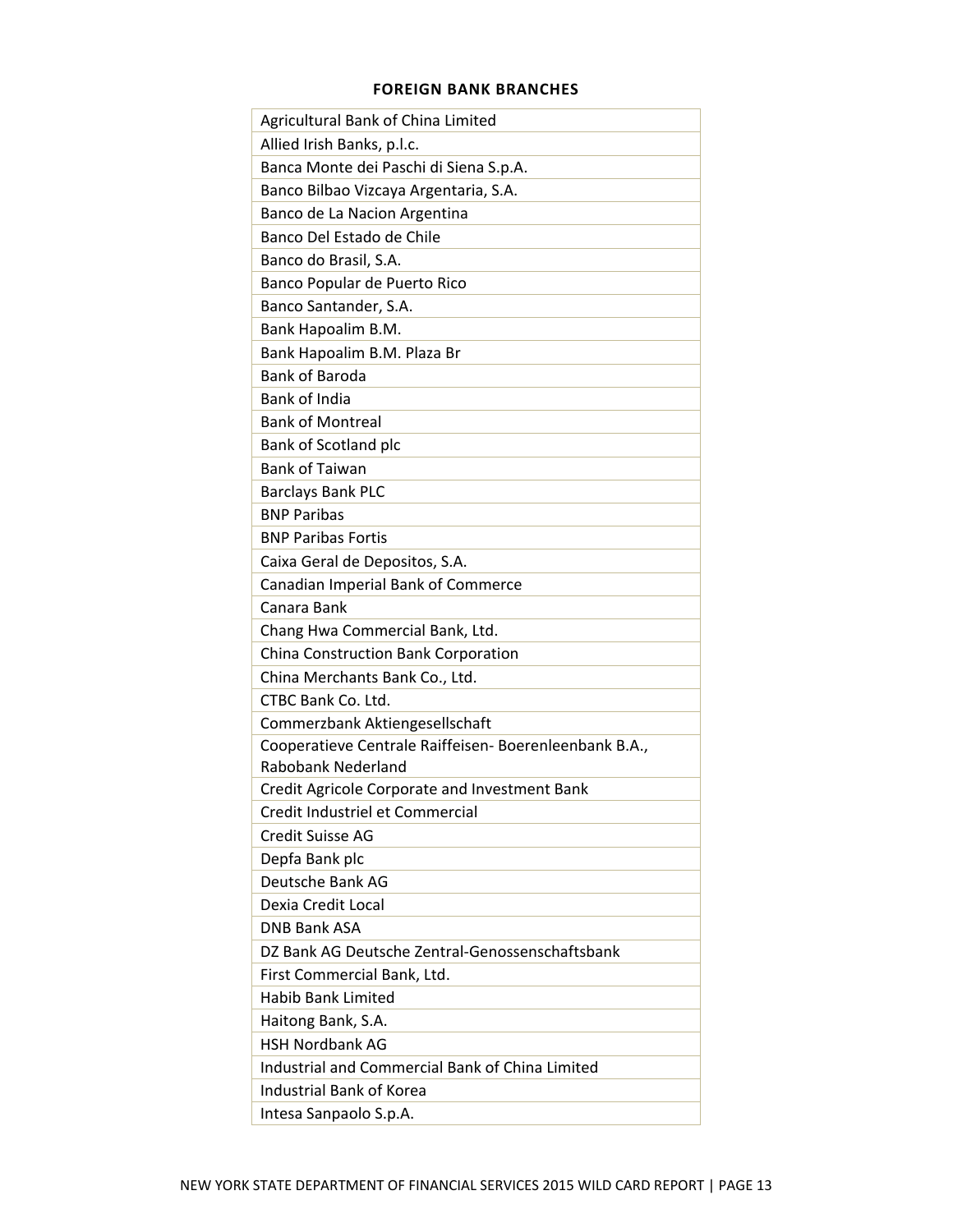**FOREIGN BANK BRANCHES**

| |
|---|
| Agricultural Bank of China Limited |
| Allied Irish Banks, p.l.c. |
| Banca Monte dei Paschi di Siena S.p.A. |
| Banco Bilbao Vizcaya Argentaria, S.A. |
| Banco de La Nacion Argentina |
| Banco Del Estado de Chile |
| Banco do Brasil, S.A. |
| Banco Popular de Puerto Rico |
| Banco Santander, S.A. |
| Bank Hapoalim B.M. |
| Bank Hapoalim B.M. Plaza Br |
| Bank of Baroda |
| Bank of India |
| Bank of Montreal |
| Bank of Scotland plc |
| Bank of Taiwan |
| Barclays Bank PLC |
| BNP Paribas |
| BNP Paribas Fortis |
| Caixa Geral de Depositos, S.A. |
| Canadian Imperial Bank of Commerce |
| Canara Bank |
| Chang Hwa Commercial Bank, Ltd. |
| China Construction Bank Corporation |
| China Merchants Bank Co., Ltd. |
| CTBC Bank Co. Ltd. |
| Commerzbank Aktiengesellschaft |
| Cooperatieve Centrale Raiffeisen- Boerenleenbank B.A., Rabobank Nederland |
| Credit Agricole Corporate and Investment Bank |
| Credit Industriel et Commercial |
| Credit Suisse AG |
| Depfa Bank plc |
| Deutsche Bank AG |
| Dexia Credit Local |
| DNB Bank ASA |
| DZ Bank AG Deutsche Zentral-Genossenschaftsbank |
| First Commercial Bank, Ltd. |
| Habib Bank Limited |
| Haitong Bank, S.A. |
| HSH Nordbank AG |
| Industrial and Commercial Bank of China Limited |
| Industrial Bank of Korea |
| Intesa Sanpaolo S.p.A. |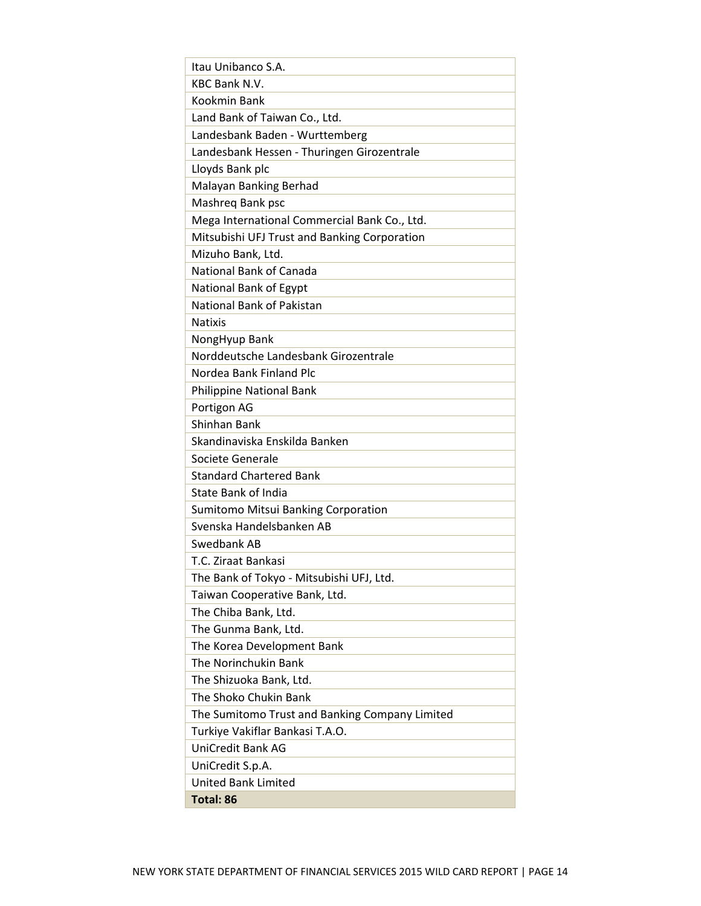| |
|---|
| Itau Unibanco S.A. |
| KBC Bank N.V. |
| Kookmin Bank |
| Land Bank of Taiwan Co., Ltd. |
| Landesbank Baden - Wurttemberg |
| Landesbank Hessen - Thuringen Girozentrale |
| Lloyds Bank plc |
| Malayan Banking Berhad |
| Mashreq Bank psc |
| Mega International Commercial Bank Co., Ltd. |
| Mitsubishi UFJ Trust and Banking Corporation |
| Mizuho Bank, Ltd. |
| National Bank of Canada |
| National Bank of Egypt |
| National Bank of Pakistan |
| Natixis |
| NongHyup Bank |
| Norddeutsche Landesbank Girozentrale |
| Nordea Bank Finland Plc |
| Philippine National Bank |
| Portigon AG |
| Shinhan Bank |
| Skandinaviska Enskilda Banken |
| Societe Generale |
| Standard Chartered Bank |
| State Bank of India |
| Sumitomo Mitsui Banking Corporation |
| Svenska Handelsbanken AB |
| Swedbank AB |
| T.C. Ziraat Bankasi |
| The Bank of Tokyo - Mitsubishi UFJ, Ltd. |
| Taiwan Cooperative Bank, Ltd. |
| The Chiba Bank, Ltd. |
| The Gunma Bank, Ltd. |
| The Korea Development Bank |
| The Norinchukin Bank |
| The Shizuoka Bank, Ltd. |
| The Shoko Chukin Bank |
| The Sumitomo Trust and Banking Company Limited |
| Turkiye Vakiflar Bankasi T.A.O. |
| UniCredit Bank AG |
| UniCredit S.p.A. |
| United Bank Limited |
| **Total: 86** |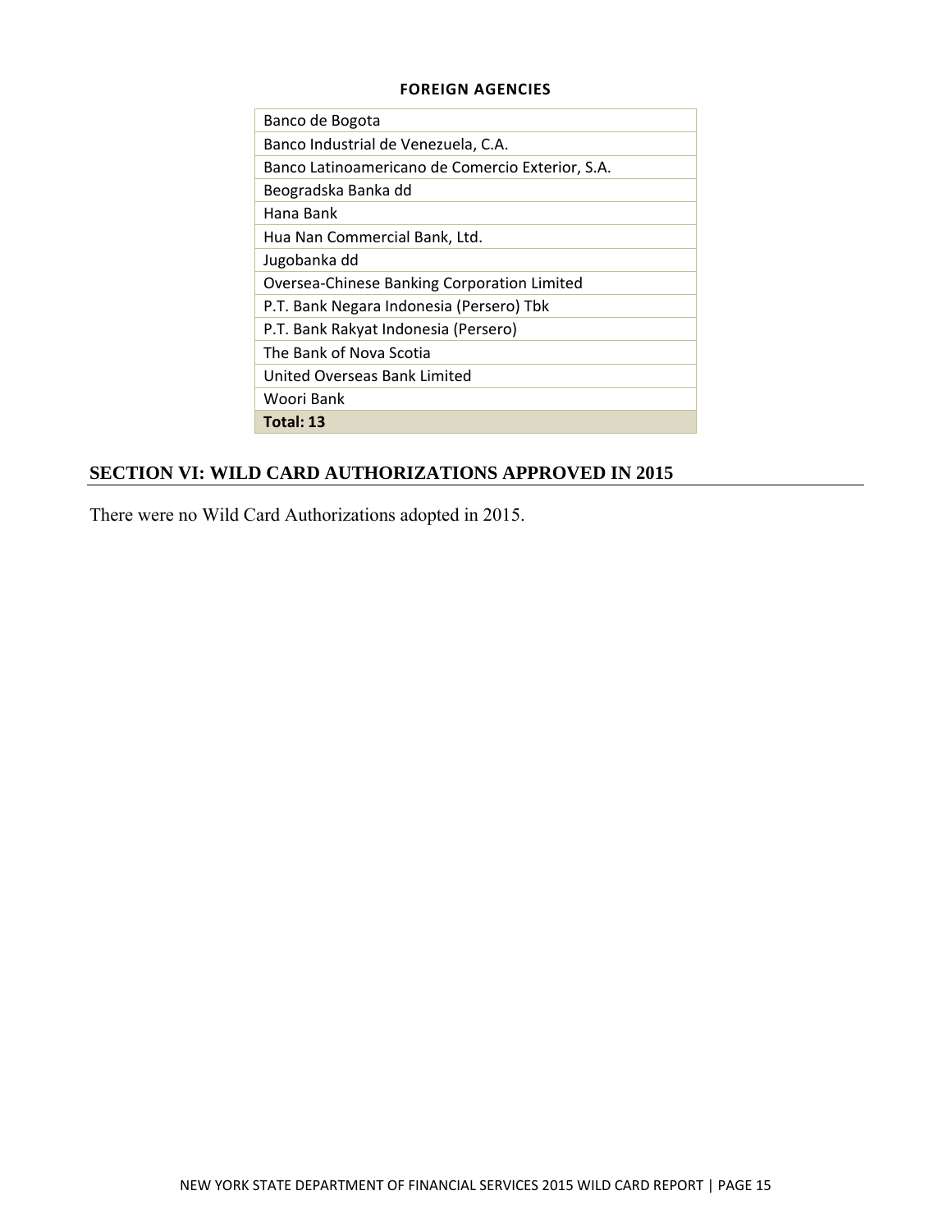**FOREIGN AGENCIES**

| |
|---|
| Banco de Bogota |
| Banco Industrial de Venezuela, C.A. |
| Banco Latinoamericano de Comercio Exterior, S.A. |
| Beogradska Banka dd |
| Hana Bank |
| Hua Nan Commercial Bank, Ltd. |
| Jugobanka dd |
| Oversea-Chinese Banking Corporation Limited |
| P.T. Bank Negara Indonesia (Persero) Tbk |
| P.T. Bank Rakyat Indonesia (Persero) |
| The Bank of Nova Scotia |
| United Overseas Bank Limited |
| Woori Bank |
| **Total: 13** |

## SECTION VI: WILD CARD AUTHORIZATIONS APPROVED IN 2015

There were no Wild Card Authorizations adopted in 2015.